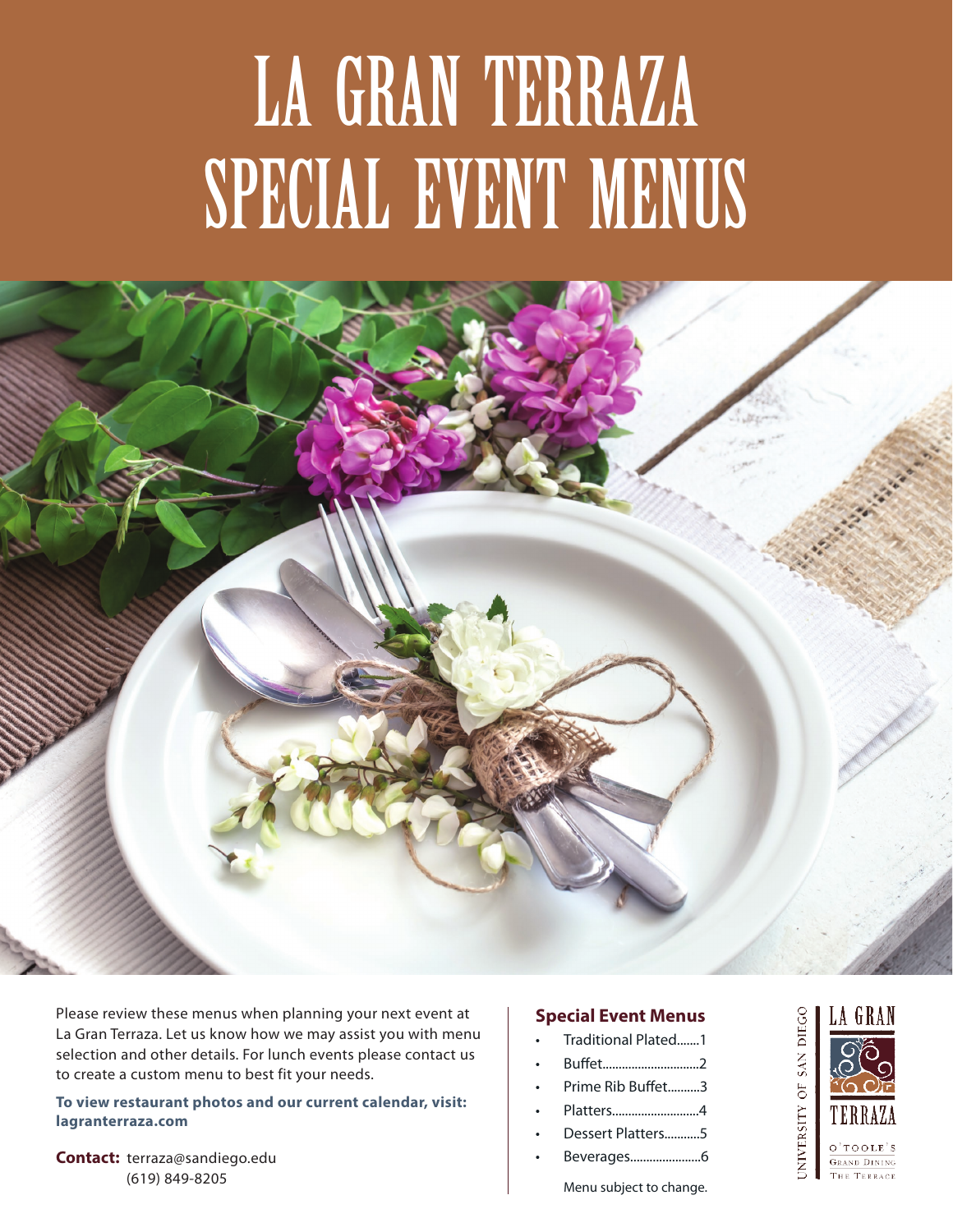# LA GRAN TERRAZA
# SPECIAL EVENT MENUS

Please review these menus when planning your next event at La Gran Terraza. Let us know how we may assist you with menu selection and other details. For lunch events please contact us to create a custom menu to best fit your needs.

**To view restaurant photos and our current calendar, visit: lagranterraza.com**

**Contact:** terraza@sandiego.edu
(619) 849-8205

## Special Event Menus

- Traditional Plated.......1
- Buffet..............................2
- Prime Rib Buffet...........3
- Platters...........................4
- Dessert Platters...........5
- Beverages......................6

Menu subject to change.

UNIVERSITY OF SAN DIEGO
LA GRAN TERRAZA
O'TOOLE'S GRAND DINING
THE TERRACE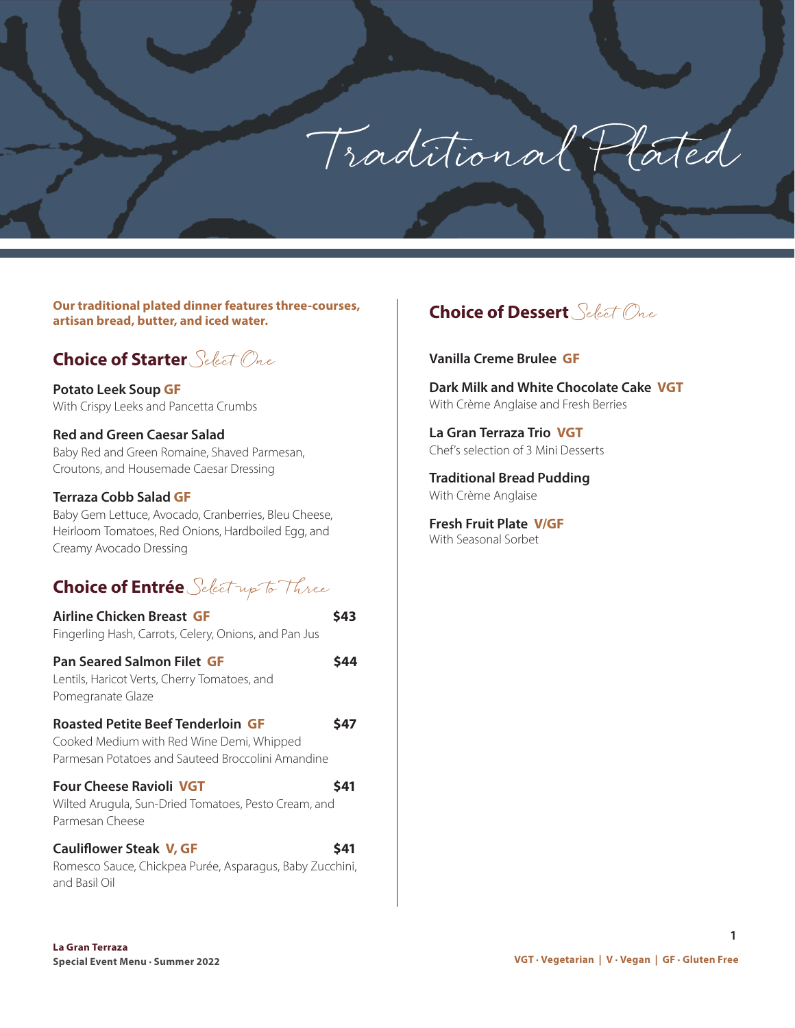# Traditional Plated

**Our traditional plated dinner features three-courses, artisan bread, butter, and iced water.**

## Choice of Starter *Select One*

**Potato Leek Soup GF**
With Crispy Leeks and Pancetta Crumbs

**Red and Green Caesar Salad**
Baby Red and Green Romaine, Shaved Parmesan, Croutons, and Housemade Caesar Dressing

**Terraza Cobb Salad GF**
Baby Gem Lettuce, Avocado, Cranberries, Bleu Cheese, Heirloom Tomatoes, Red Onions, Hardboiled Egg, and Creamy Avocado Dressing

## Choice of Entrée *Select up to Three*

**Airline Chicken Breast GF** — **$43**
Fingerling Hash, Carrots, Celery, Onions, and Pan Jus

**Pan Seared Salmon Filet GF** — **$44**
Lentils, Haricot Verts, Cherry Tomatoes, and Pomegranate Glaze

**Roasted Petite Beef Tenderloin GF** — **$47**
Cooked Medium with Red Wine Demi, Whipped Parmesan Potatoes and Sauteed Broccolini Amandine

**Four Cheese Ravioli VGT** — **$41**
Wilted Arugula, Sun-Dried Tomatoes, Pesto Cream, and Parmesan Cheese

**Cauliflower Steak V, GF** — **$41**
Romesco Sauce, Chickpea Purée, Asparagus, Baby Zucchini, and Basil Oil

## Choice of Dessert *Select One*

**Vanilla Creme Brulee GF**

**Dark Milk and White Chocolate Cake VGT**
With Crème Anglaise and Fresh Berries

**La Gran Terraza Trio VGT**
Chef's selection of 3 Mini Desserts

**Traditional Bread Pudding**
With Crème Anglaise

**Fresh Fruit Plate V/GF**
With Seasonal Sorbet

**VGT · Vegetarian | V · Vegan | GF · Gluten Free**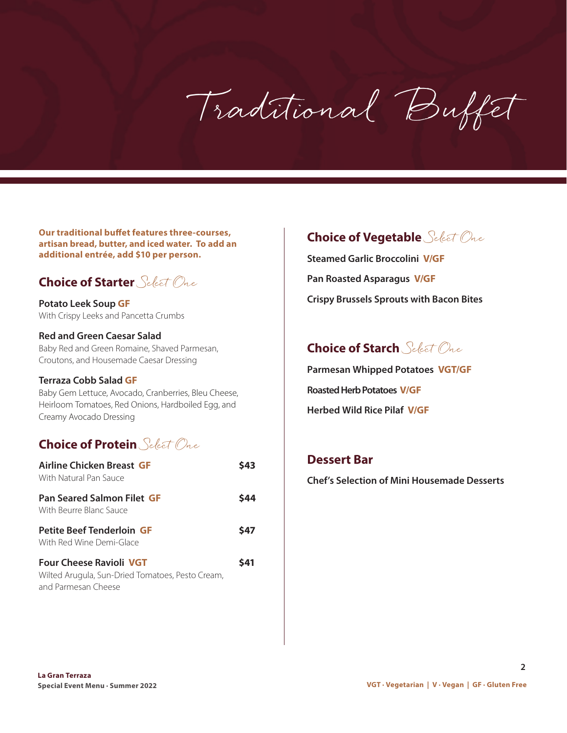# Traditional Buffet

**Our traditional buffet features three-courses, artisan bread, butter, and iced water. To add an additional entrée, add $10 per person.**

## Choice of Starter *Select One*

**Potato Leek Soup GF**
With Crispy Leeks and Pancetta Crumbs

**Red and Green Caesar Salad**
Baby Red and Green Romaine, Shaved Parmesan, Croutons, and Housemade Caesar Dressing

**Terraza Cobb Salad GF**
Baby Gem Lettuce, Avocado, Cranberries, Bleu Cheese, Heirloom Tomatoes, Red Onions, Hardboiled Egg, and Creamy Avocado Dressing

## Choice of Protein *Select One*

**Airline Chicken Breast GF** — **$43**
With Natural Pan Sauce

**Pan Seared Salmon Filet GF** — **$44**
With Beurre Blanc Sauce

**Petite Beef Tenderloin GF** — **$47**
With Red Wine Demi-Glace

**Four Cheese Ravioli VGT** — **$41**
Wilted Arugula, Sun-Dried Tomatoes, Pesto Cream, and Parmesan Cheese

## Choice of Vegetable *Select One*

**Steamed Garlic Broccolini V/GF**

**Pan Roasted Asparagus V/GF**

**Crispy Brussels Sprouts with Bacon Bites**

## Choice of Starch *Select One*

**Parmesan Whipped Potatoes VGT/GF**

**Roasted Herb Potatoes V/GF**

**Herbed Wild Rice Pilaf V/GF**

## Dessert Bar

**Chef's Selection of Mini Housemade Desserts**

VGT · Vegetarian | V · Vegan | GF · Gluten Free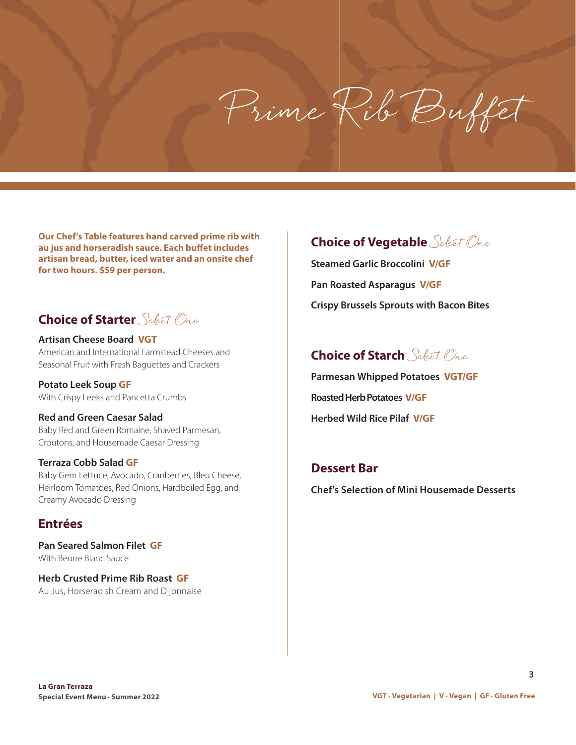# Prime Rib Buffet

**Our Chef's Table features hand carved prime rib with au jus and horseradish sauce. Each buffet includes artisan bread, butter, iced water and an onsite chef for two hours. $59 per person.**

## Choice of Starter *Select One*

**Artisan Cheese Board VGT**
American and International Farmstead Cheeses and Seasonal Fruit with Fresh Baguettes and Crackers

**Potato Leek Soup GF**
With Crispy Leeks and Pancetta Crumbs

**Red and Green Caesar Salad**
Baby Red and Green Romaine, Shaved Parmesan, Croutons, and Housemade Caesar Dressing

**Terraza Cobb Salad GF**
Baby Gem Lettuce, Avocado, Cranberries, Bleu Cheese, Heirloom Tomatoes, Red Onions, Hardboiled Egg, and Creamy Avocado Dressing

## Entrées

**Pan Seared Salmon Filet GF**
With Beurre Blanc Sauce

**Herb Crusted Prime Rib Roast GF**
Au Jus, Horseradish Cream and Dijonnaise

## Choice of Vegetable *Select One*

**Steamed Garlic Broccolini V/GF**

**Pan Roasted Asparagus V/GF**

**Crispy Brussels Sprouts with Bacon Bites**

## Choice of Starch *Select One*

**Parmesan Whipped Potatoes VGT/GF**

**Roasted Herb Potatoes V/GF**

**Herbed Wild Rice Pilaf V/GF**

## Dessert Bar

**Chef's Selection of Mini Housemade Desserts**

**VGT · Vegetarian | V · Vegan | GF · Gluten Free**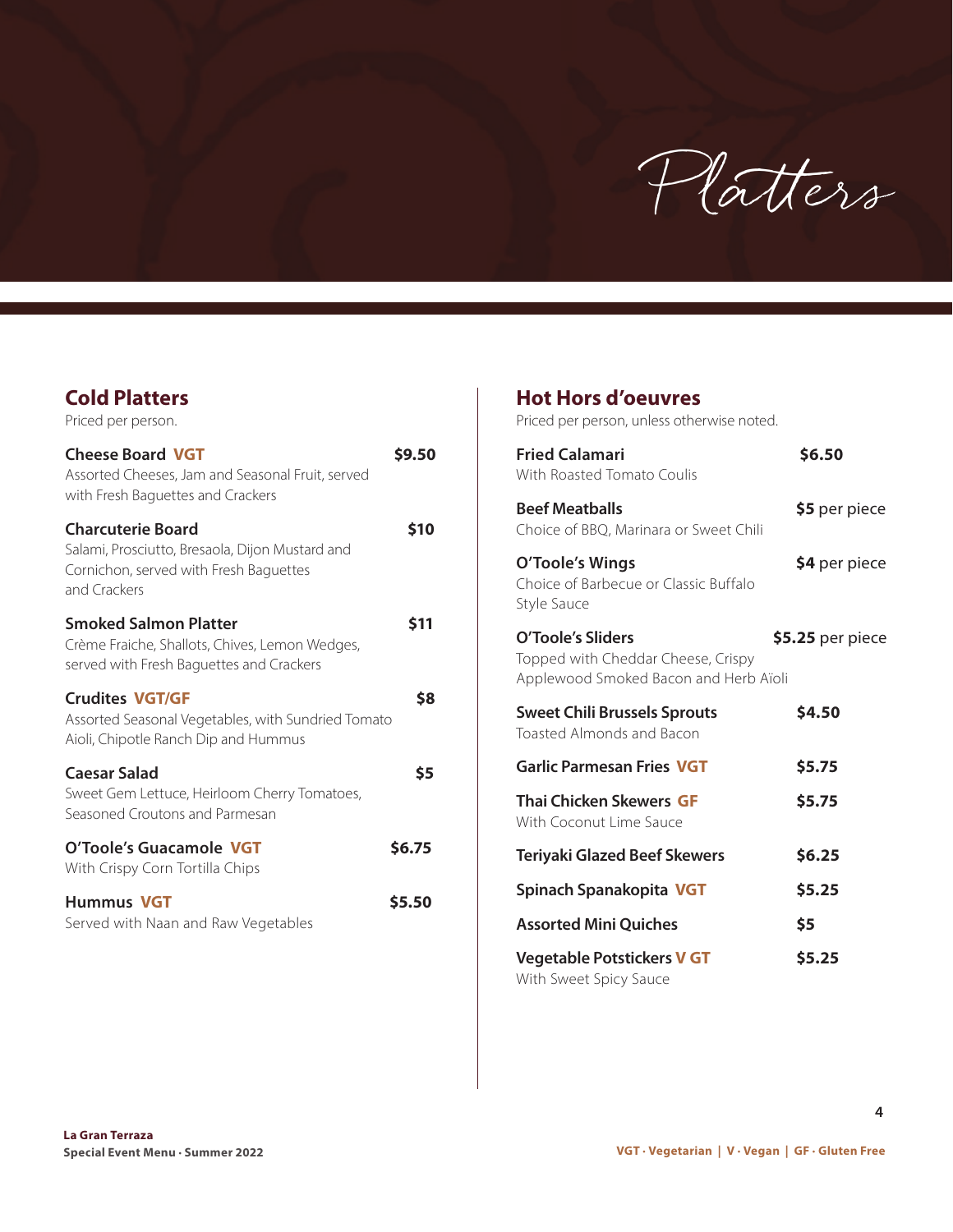# Platters

## Cold Platters

Priced per person.

**Cheese Board** **VGT** — **$9.50**
Assorted Cheeses, Jam and Seasonal Fruit, served with Fresh Baguettes and Crackers

**Charcuterie Board** — **$10**
Salami, Prosciutto, Bresaola, Dijon Mustard and Cornichon, served with Fresh Baguettes and Crackers

**Smoked Salmon Platter** — **$11**
Crème Fraiche, Shallots, Chives, Lemon Wedges, served with Fresh Baguettes and Crackers

**Crudites** **VGT/GF** — **$8**
Assorted Seasonal Vegetables, with Sundried Tomato Aioli, Chipotle Ranch Dip and Hummus

**Caesar Salad** — **$5**
Sweet Gem Lettuce, Heirloom Cherry Tomatoes, Seasoned Croutons and Parmesan

**O'Toole's Guacamole** **VGT** — **$6.75**
With Crispy Corn Tortilla Chips

**Hummus** **VGT** — **$5.50**
Served with Naan and Raw Vegetables

## Hot Hors d'oeuvres

Priced per person, unless otherwise noted.

**Fried Calamari** — **$6.50**
With Roasted Tomato Coulis

**Beef Meatballs** — **$5** per piece
Choice of BBQ, Marinara or Sweet Chili

**O'Toole's Wings** — **$4** per piece
Choice of Barbecue or Classic Buffalo Style Sauce

**O'Toole's Sliders** — **$5.25** per piece
Topped with Cheddar Cheese, Crispy Applewood Smoked Bacon and Herb Aïoli

**Sweet Chili Brussels Sprouts** — **$4.50**
Toasted Almonds and Bacon

**Garlic Parmesan Fries** **VGT** — **$5.75**

**Thai Chicken Skewers** **GF** — **$5.75**
With Coconut Lime Sauce

**Teriyaki Glazed Beef Skewers** — **$6.25**

**Spinach Spanakopita** **VGT** — **$5.25**

**Assorted Mini Quiches** — **$5**

**Vegetable Potstickers** **V GT** — **$5.25**
With Sweet Spicy Sauce

**La Gran Terraza**
**Special Event Menu · Summer 2022**

**VGT · Vegetarian | V · Vegan | GF · Gluten Free**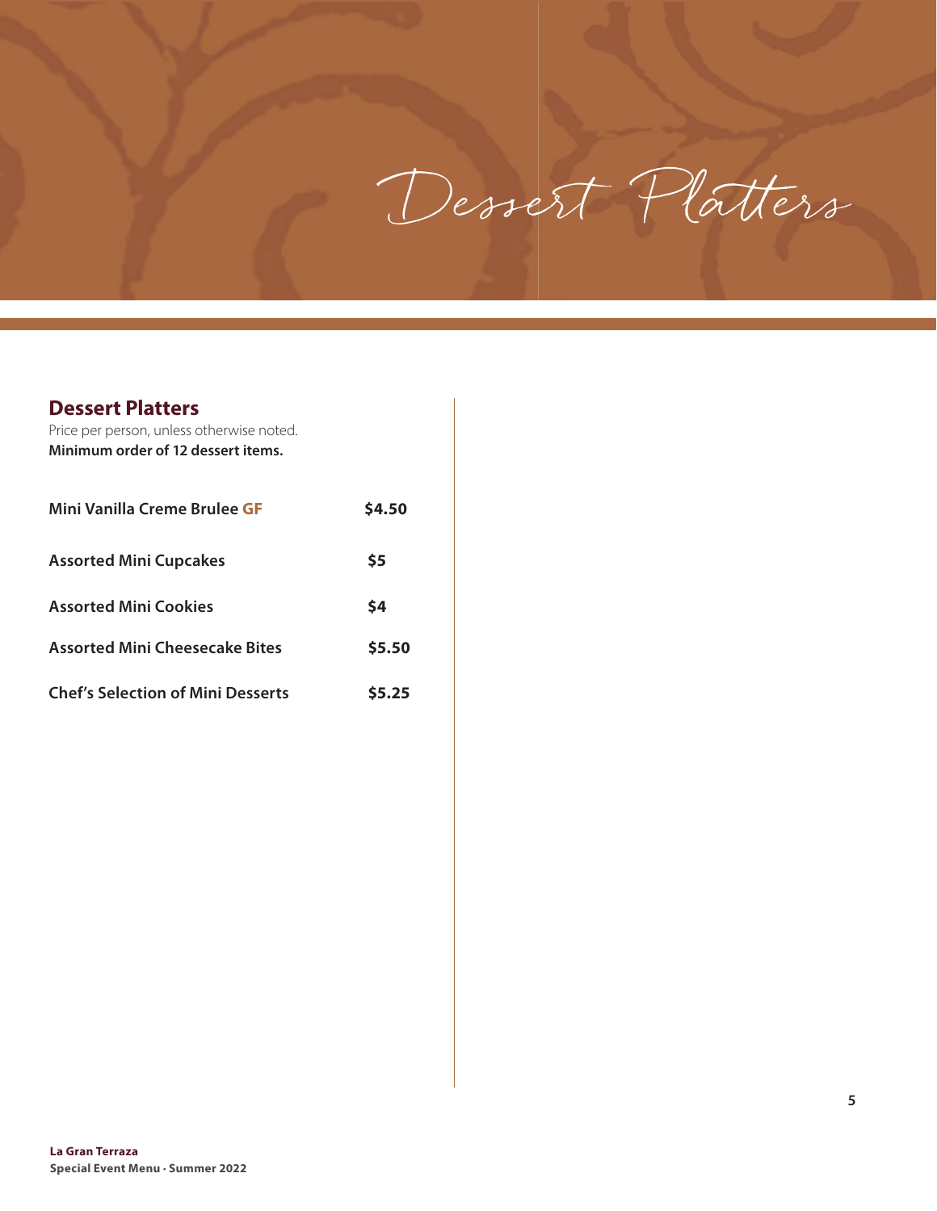# Dessert Platters

## Dessert Platters

Price per person, unless otherwise noted.
**Minimum order of 12 dessert items.**

| Item | Price |
|---|---|
| **Mini Vanilla Creme Brulee GF** | **$4.50** |
| **Assorted Mini Cupcakes** | **$5** |
| **Assorted Mini Cookies** | **$4** |
| **Assorted Mini Cheesecake Bites** | **$5.50** |
| **Chef's Selection of Mini Desserts** | **$5.25** |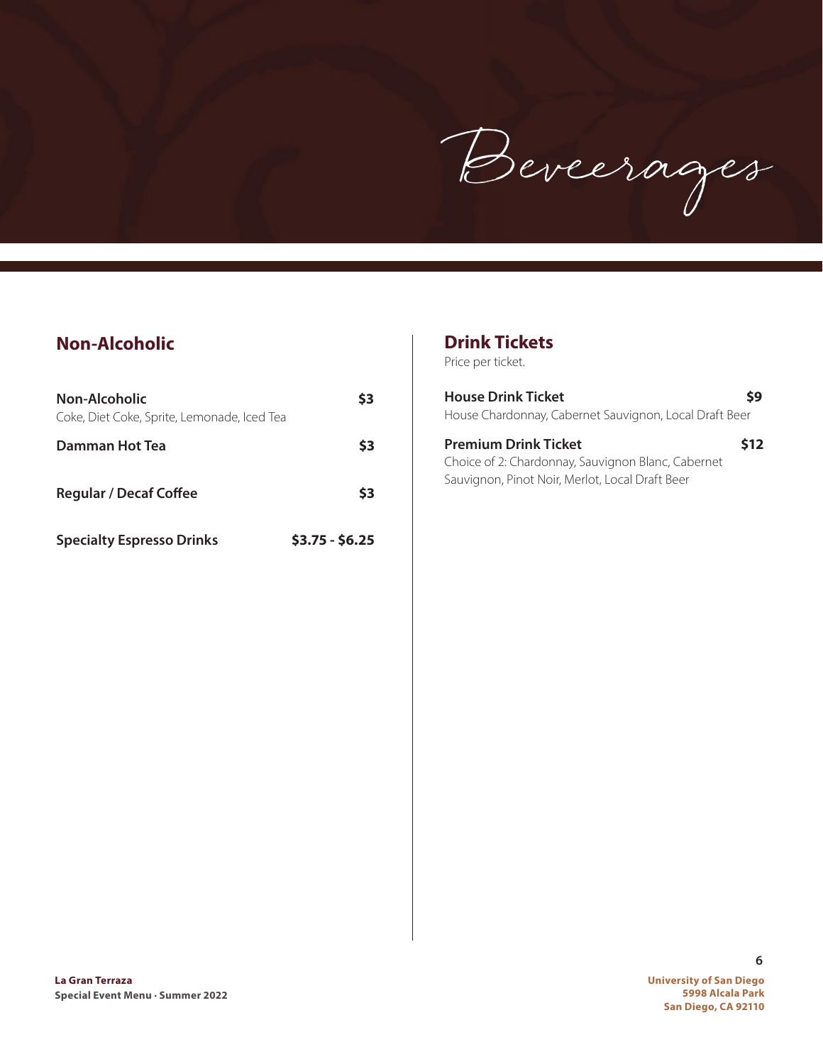# Beveerages

## Non-Alcoholic

**Non-Alcoholic** **$3**
Coke, Diet Coke, Sprite, Lemonade, Iced Tea

**Damman Hot Tea** **$3**

**Regular / Decaf Coffee** **$3**

**Specialty Espresso Drinks** **$3.75 - $6.25**

## Drink Tickets

Price per ticket.

**House Drink Ticket** **$9**
House Chardonnay, Cabernet Sauvignon, Local Draft Beer

**Premium Drink Ticket** **$12**
Choice of 2: Chardonnay, Sauvignon Blanc, Cabernet Sauvignon, Pinot Noir, Merlot, Local Draft Beer